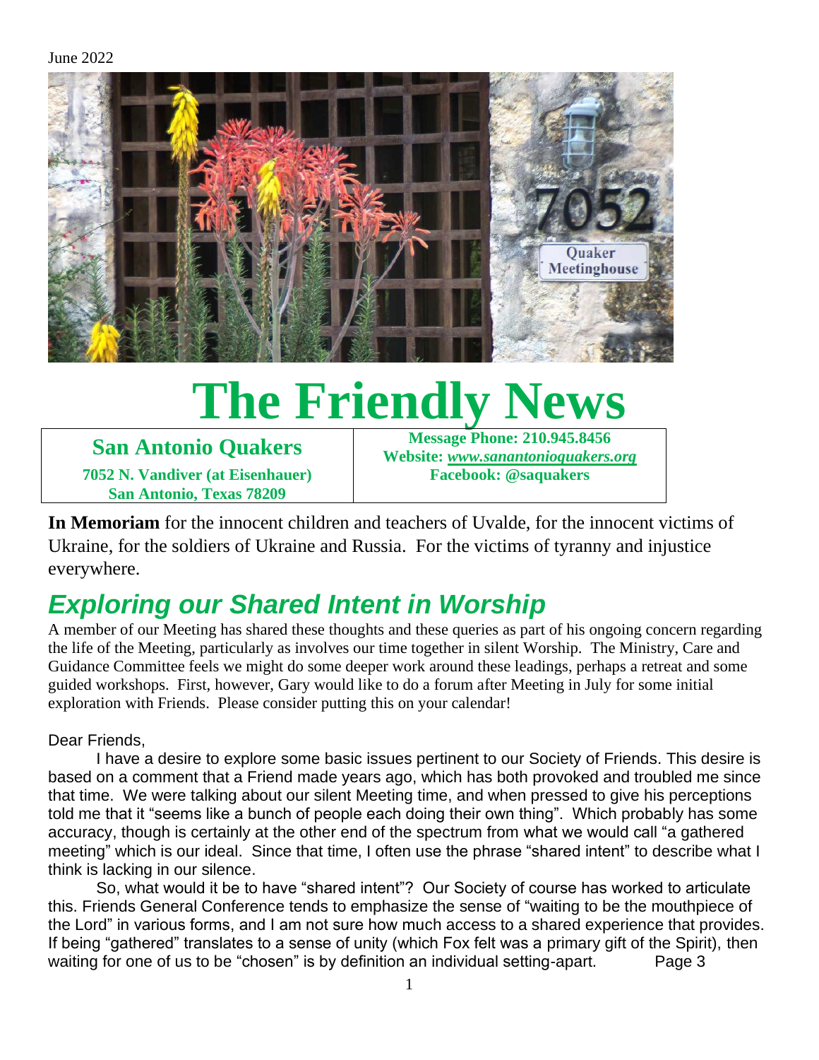June 2022

# The Friendly News

**San Antonio Quakers**
**7052 N. Vandiver (at Eisenhauer)**
**San Antonio, Texas 78209**

**Message Phone: 210.945.8456**
**Website: *www.sanantonioquakers.org***
**Facebook: @saquakers**

**In Memoriam** for the innocent children and teachers of Uvalde, for the innocent victims of Ukraine, for the soldiers of Ukraine and Russia. For the victims of tyranny and injustice everywhere.

## *Exploring our Shared Intent in Worship*

A member of our Meeting has shared these thoughts and these queries as part of his ongoing concern regarding the life of the Meeting, particularly as involves our time together in silent Worship. The Ministry, Care and Guidance Committee feels we might do some deeper work around these leadings, perhaps a retreat and some guided workshops. First, however, Gary would like to do a forum after Meeting in July for some initial exploration with Friends. Please consider putting this on your calendar!

Dear Friends,

I have a desire to explore some basic issues pertinent to our Society of Friends. This desire is based on a comment that a Friend made years ago, which has both provoked and troubled me since that time. We were talking about our silent Meeting time, and when pressed to give his perceptions told me that it "seems like a bunch of people each doing their own thing". Which probably has some accuracy, though is certainly at the other end of the spectrum from what we would call "a gathered meeting" which is our ideal. Since that time, I often use the phrase "shared intent" to describe what I think is lacking in our silence.

So, what would it be to have "shared intent"? Our Society of course has worked to articulate this. Friends General Conference tends to emphasize the sense of "waiting to be the mouthpiece of the Lord" in various forms, and I am not sure how much access to a shared experience that provides. If being "gathered" translates to a sense of unity (which Fox felt was a primary gift of the Spirit), then waiting for one of us to be "chosen" is by definition an individual setting-apart. Page 3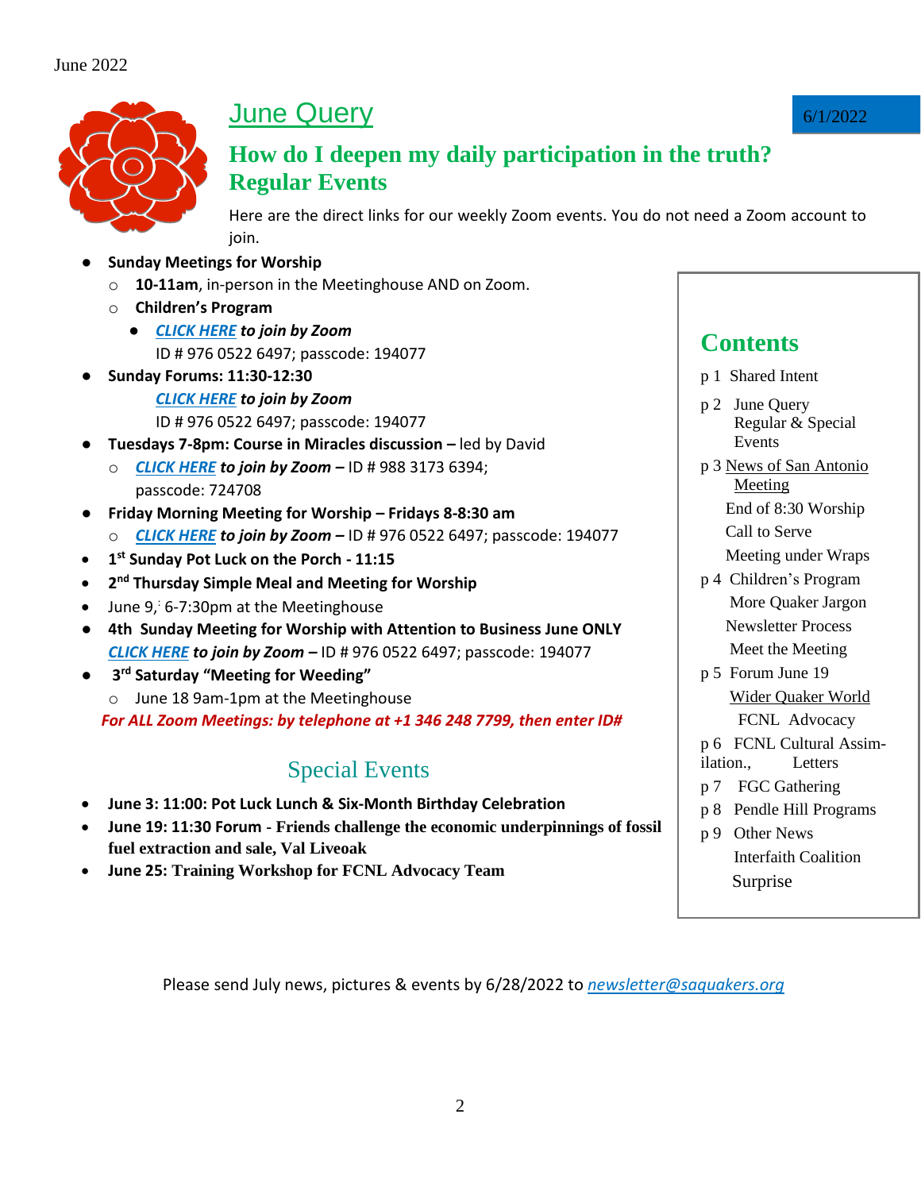June 2022

6/1/2022

# June Query

## How do I deepen my daily participation in the truth?

## Regular Events

Here are the direct links for our weekly Zoom events. You do not need a Zoom account to join.

- **Sunday Meetings for Worship**
  - **10-11am**, in-person in the Meetinghouse AND on Zoom.
  - **Children's Program**
    - ***CLICK HERE** to join by Zoom*
      ID # 976 0522 6497; passcode: 194077
- **Sunday Forums: 11:30-12:30**
  ***CLICK HERE** to join by Zoom*
  ID # 976 0522 6497; passcode: 194077
- **Tuesdays 7-8pm: Course in Miracles discussion –** led by David
  - ***CLICK HERE** to join by Zoom* **–** ID # 988 3173 6394; passcode: 724708
- **Friday Morning Meeting for Worship – Fridays 8-8:30 am**
  - ***CLICK HERE** to join by Zoom* **–** ID # 976 0522 6497; passcode: 194077
- **1st Sunday Pot Luck on the Porch - 11:15**
- **2nd Thursday Simple Meal and Meeting for Worship**
- June 9, 6-7:30pm at the Meetinghouse
- **4th Sunday Meeting for Worship with Attention to Business June ONLY**
  ***CLICK HERE** to join by Zoom* **–** ID # 976 0522 6497; passcode: 194077
- **3rd Saturday "Meeting for Weeding"**
  - June 18 9am-1pm at the Meetinghouse

***For ALL Zoom Meetings: by telephone at +1 346 248 7799, then enter ID#***

## Special Events

- **June 3: 11:00: Pot Luck Lunch & Six-Month Birthday Celebration**
- **June 19: 11:30 Forum - Friends challenge the economic underpinnings of fossil fuel extraction and sale, Val Liveoak**
- **June 25: Training Workshop for FCNL Advocacy Team**

## Contents

p 1 Shared Intent

p 2 June Query
Regular & Special Events

p 3 News of San Antonio Meeting
End of 8:30 Worship
Call to Serve
Meeting under Wraps

p 4 Children's Program
More Quaker Jargon
Newsletter Process
Meet the Meeting

p 5 Forum June 19
Wider Quaker World
FCNL Advocacy

p 6 FCNL Cultural Assimilation., Letters

p 7 FGC Gathering

p 8 Pendle Hill Programs

p 9 Other News
Interfaith Coalition
Surprise

Please send July news, pictures & events by 6/28/2022 to *newsletter@saquakers.org*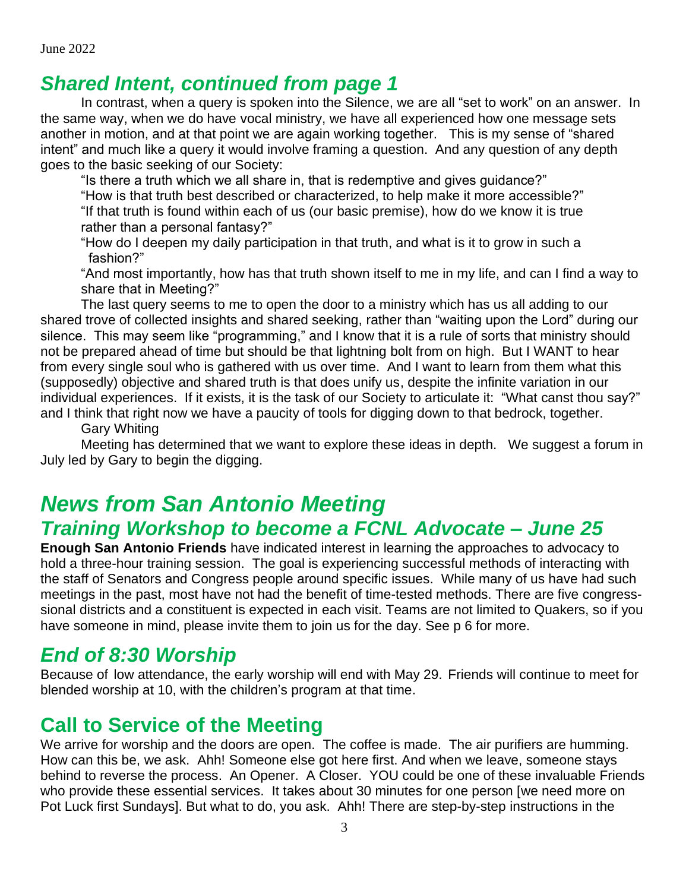## *Shared Intent, continued from page 1*

In contrast, when a query is spoken into the Silence, we are all "set to work" on an answer. In the same way, when we do have vocal ministry, we have all experienced how one message sets another in motion, and at that point we are again working together. This is my sense of "shared intent" and much like a query it would involve framing a question. And any question of any depth goes to the basic seeking of our Society:

"Is there a truth which we all share in, that is redemptive and gives guidance?"

"How is that truth best described or characterized, to help make it more accessible?"

"If that truth is found within each of us (our basic premise), how do we know it is true rather than a personal fantasy?"

"How do I deepen my daily participation in that truth, and what is it to grow in such a fashion?"

"And most importantly, how has that truth shown itself to me in my life, and can I find a way to share that in Meeting?"

The last query seems to me to open the door to a ministry which has us all adding to our shared trove of collected insights and shared seeking, rather than "waiting upon the Lord" during our silence. This may seem like "programming," and I know that it is a rule of sorts that ministry should not be prepared ahead of time but should be that lightning bolt from on high. But I WANT to hear from every single soul who is gathered with us over time. And I want to learn from them what this (supposedly) objective and shared truth is that does unify us, despite the infinite variation in our individual experiences. If it exists, it is the task of our Society to articulate it: "What canst thou say?" and I think that right now we have a paucity of tools for digging down to that bedrock, together.

Gary Whiting

Meeting has determined that we want to explore these ideas in depth. We suggest a forum in July led by Gary to begin the digging.

# *News from San Antonio Meeting*

## *Training Workshop to become a FCNL Advocate – June 25*

**Enough San Antonio Friends** have indicated interest in learning the approaches to advocacy to hold a three-hour training session. The goal is experiencing successful methods of interacting with the staff of Senators and Congress people around specific issues. While many of us have had such meetings in the past, most have not had the benefit of time-tested methods. There are five congressional districts and a constituent is expected in each visit. Teams are not limited to Quakers, so if you have someone in mind, please invite them to join us for the day. See p 6 for more.

## *End of 8:30 Worship*

Because of low attendance, the early worship will end with May 29. Friends will continue to meet for blended worship at 10, with the children's program at that time.

## Call to Service of the Meeting

We arrive for worship and the doors are open. The coffee is made. The air purifiers are humming. How can this be, we ask. Ahh! Someone else got here first. And when we leave, someone stays behind to reverse the process. An Opener. A Closer. YOU could be one of these invaluable Friends who provide these essential services. It takes about 30 minutes for one person [we need more on Pot Luck first Sundays]. But what to do, you ask. Ahh! There are step-by-step instructions in the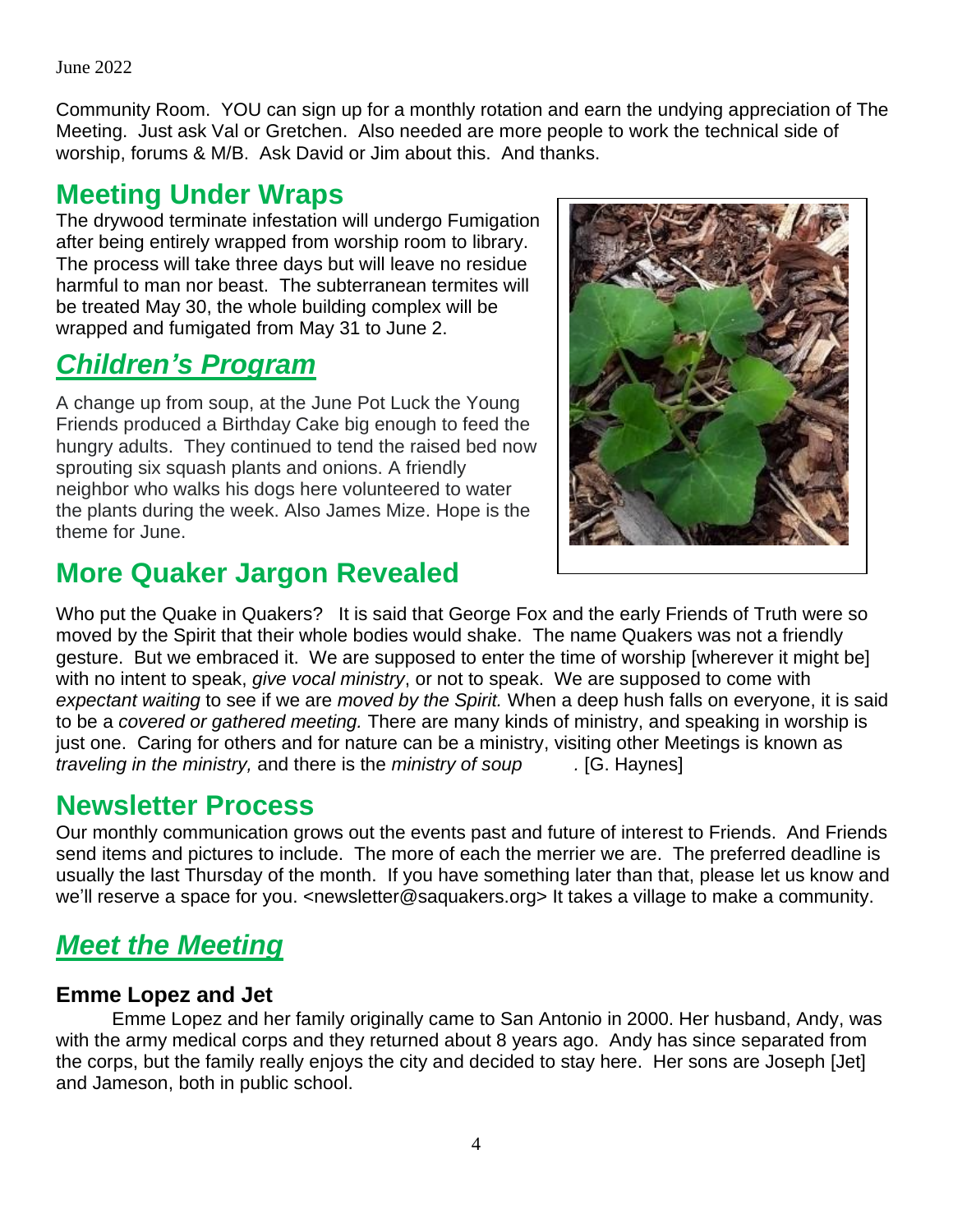Community Room. YOU can sign up for a monthly rotation and earn the undying appreciation of The Meeting. Just ask Val or Gretchen. Also needed are more people to work the technical side of worship, forums & M/B. Ask David or Jim about this. And thanks.

## Meeting Under Wraps

The drywood terminate infestation will undergo Fumigation after being entirely wrapped from worship room to library. The process will take three days but will leave no residue harmful to man nor beast. The subterranean termites will be treated May 30, the whole building complex will be wrapped and fumigated from May 31 to June 2.

## *Children's Program*

A change up from soup, at the June Pot Luck the Young Friends produced a Birthday Cake big enough to feed the hungry adults. They continued to tend the raised bed now sprouting six squash plants and onions. A friendly neighbor who walks his dogs here volunteered to water the plants during the week. Also James Mize. Hope is the theme for June.

## More Quaker Jargon Revealed

Who put the Quake in Quakers? It is said that George Fox and the early Friends of Truth were so moved by the Spirit that their whole bodies would shake. The name Quakers was not a friendly gesture. But we embraced it. We are supposed to enter the time of worship [wherever it might be] with no intent to speak, *give vocal ministry*, or not to speak. We are supposed to come with *expectant waiting* to see if we are *moved by the Spirit.* When a deep hush falls on everyone, it is said to be a *covered or gathered meeting.* There are many kinds of ministry, and speaking in worship is just one. Caring for others and for nature can be a ministry, visiting other Meetings is known as *traveling in the ministry,* and there is the *ministry of soup* . [G. Haynes]

## Newsletter Process

Our monthly communication grows out the events past and future of interest to Friends. And Friends send items and pictures to include. The more of each the merrier we are. The preferred deadline is usually the last Thursday of the month. If you have something later than that, please let us know and we'll reserve a space for you. <newsletter@saquakers.org> It takes a village to make a community.

## *Meet the Meeting*

### Emme Lopez and Jet

Emme Lopez and her family originally came to San Antonio in 2000. Her husband, Andy, was with the army medical corps and they returned about 8 years ago. Andy has since separated from the corps, but the family really enjoys the city and decided to stay here. Her sons are Joseph [Jet] and Jameson, both in public school.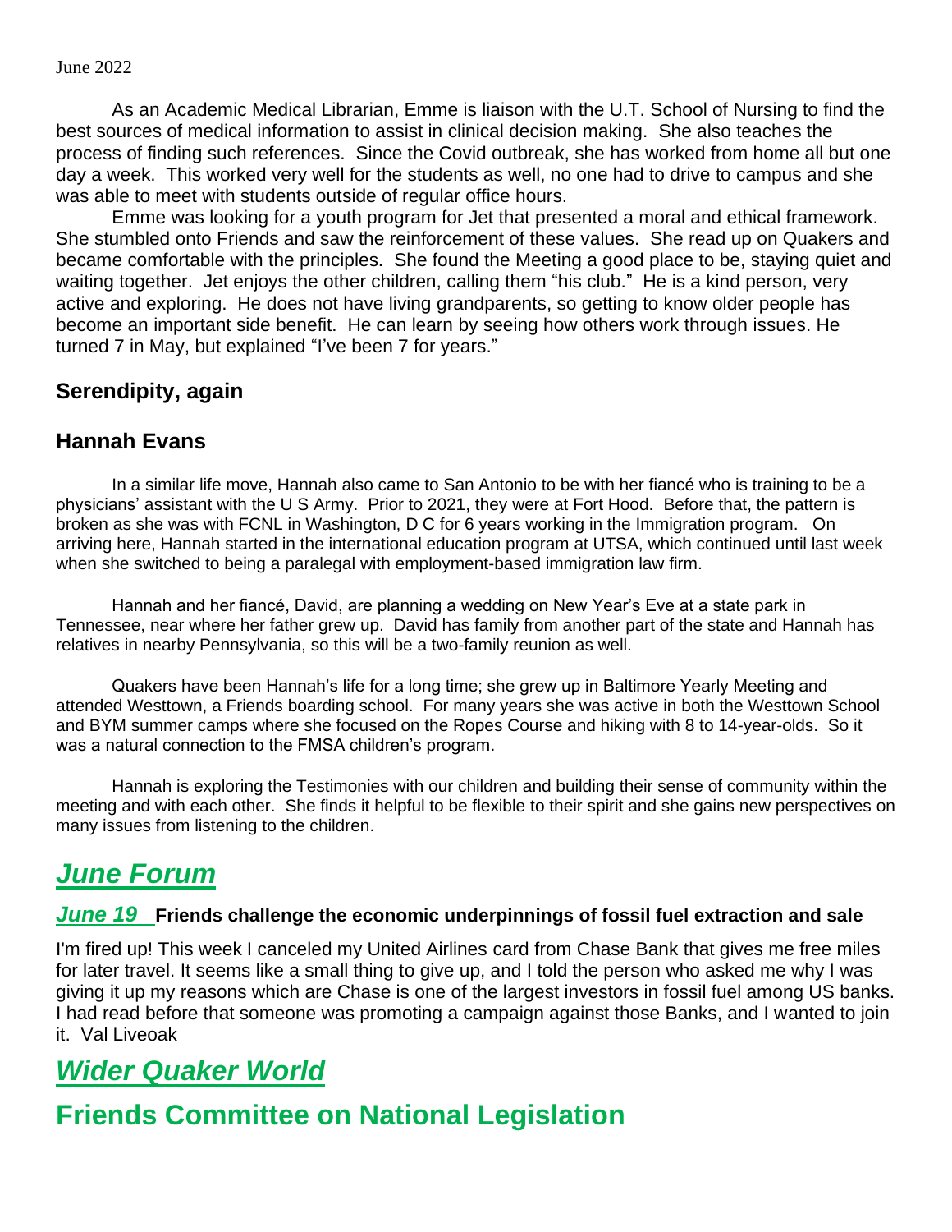As an Academic Medical Librarian, Emme is liaison with the U.T. School of Nursing to find the best sources of medical information to assist in clinical decision making. She also teaches the process of finding such references. Since the Covid outbreak, she has worked from home all but one day a week. This worked very well for the students as well, no one had to drive to campus and she was able to meet with students outside of regular office hours.

Emme was looking for a youth program for Jet that presented a moral and ethical framework. She stumbled onto Friends and saw the reinforcement of these values. She read up on Quakers and became comfortable with the principles. She found the Meeting a good place to be, staying quiet and waiting together. Jet enjoys the other children, calling them "his club." He is a kind person, very active and exploring. He does not have living grandparents, so getting to know older people has become an important side benefit. He can learn by seeing how others work through issues. He turned 7 in May, but explained "I've been 7 for years."

### Serendipity, again

### Hannah Evans

In a similar life move, Hannah also came to San Antonio to be with her fiancé who is training to be a physicians' assistant with the U S Army. Prior to 2021, they were at Fort Hood. Before that, the pattern is broken as she was with FCNL in Washington, D C for 6 years working in the Immigration program. On arriving here, Hannah started in the international education program at UTSA, which continued until last week when she switched to being a paralegal with employment-based immigration law firm.

Hannah and her fiancé, David, are planning a wedding on New Year's Eve at a state park in Tennessee, near where her father grew up. David has family from another part of the state and Hannah has relatives in nearby Pennsylvania, so this will be a two-family reunion as well.

Quakers have been Hannah's life for a long time; she grew up in Baltimore Yearly Meeting and attended Westtown, a Friends boarding school. For many years she was active in both the Westtown School and BYM summer camps where she focused on the Ropes Course and hiking with 8 to 14-year-olds. So it was a natural connection to the FMSA children's program.

Hannah is exploring the Testimonies with our children and building their sense of community within the meeting and with each other. She finds it helpful to be flexible to their spirit and she gains new perspectives on many issues from listening to the children.

## *June Forum*

### *June 19* Friends challenge the economic underpinnings of fossil fuel extraction and sale

I'm fired up! This week I canceled my United Airlines card from Chase Bank that gives me free miles for later travel. It seems like a small thing to give up, and I told the person who asked me why I was giving it up my reasons which are Chase is one of the largest investors in fossil fuel among US banks. I had read before that someone was promoting a campaign against those Banks, and I wanted to join it. Val Liveoak

## *Wider Quaker World*

## Friends Committee on National Legislation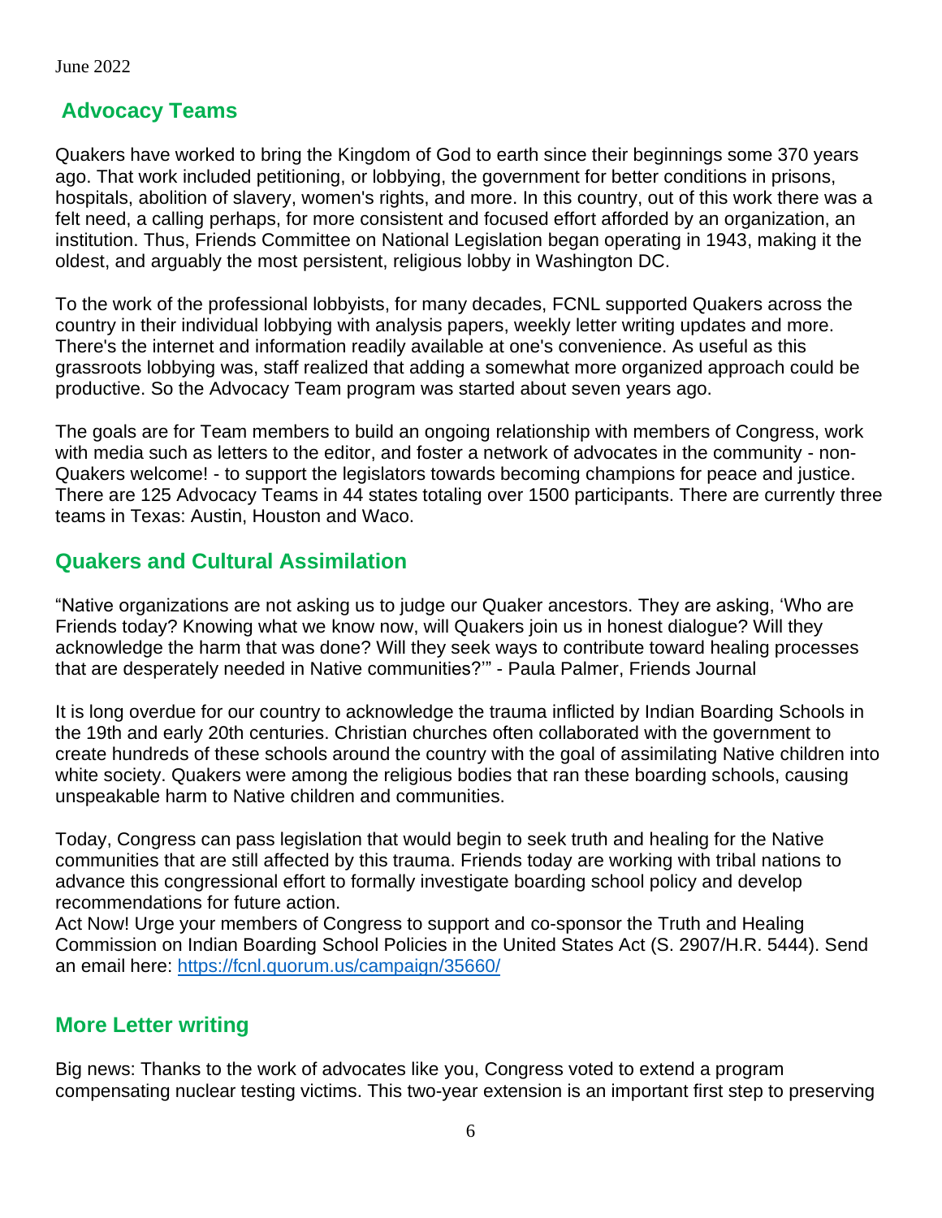June 2022

## Advocacy Teams

Quakers have worked to bring the Kingdom of God to earth since their beginnings some 370 years ago. That work included petitioning, or lobbying, the government for better conditions in prisons, hospitals, abolition of slavery, women's rights, and more. In this country, out of this work there was a felt need, a calling perhaps, for more consistent and focused effort afforded by an organization, an institution. Thus, Friends Committee on National Legislation began operating in 1943, making it the oldest, and arguably the most persistent, religious lobby in Washington DC.

To the work of the professional lobbyists, for many decades, FCNL supported Quakers across the country in their individual lobbying with analysis papers, weekly letter writing updates and more. There's the internet and information readily available at one's convenience. As useful as this grassroots lobbying was, staff realized that adding a somewhat more organized approach could be productive. So the Advocacy Team program was started about seven years ago.

The goals are for Team members to build an ongoing relationship with members of Congress, work with media such as letters to the editor, and foster a network of advocates in the community - non-Quakers welcome! - to support the legislators towards becoming champions for peace and justice. There are 125 Advocacy Teams in 44 states totaling over 1500 participants. There are currently three teams in Texas: Austin, Houston and Waco.

## Quakers and Cultural Assimilation

"Native organizations are not asking us to judge our Quaker ancestors. They are asking, 'Who are Friends today? Knowing what we know now, will Quakers join us in honest dialogue? Will they acknowledge the harm that was done? Will they seek ways to contribute toward healing processes that are desperately needed in Native communities?'" - Paula Palmer, Friends Journal

It is long overdue for our country to acknowledge the trauma inflicted by Indian Boarding Schools in the 19th and early 20th centuries. Christian churches often collaborated with the government to create hundreds of these schools around the country with the goal of assimilating Native children into white society. Quakers were among the religious bodies that ran these boarding schools, causing unspeakable harm to Native children and communities.

Today, Congress can pass legislation that would begin to seek truth and healing for the Native communities that are still affected by this trauma. Friends today are working with tribal nations to advance this congressional effort to formally investigate boarding school policy and develop recommendations for future action.
Act Now! Urge your members of Congress to support and co-sponsor the Truth and Healing Commission on Indian Boarding School Policies in the United States Act (S. 2907/H.R. 5444). Send an email here: https://fcnl.quorum.us/campaign/35660/

## More Letter writing

Big news: Thanks to the work of advocates like you, Congress voted to extend a program compensating nuclear testing victims. This two-year extension is an important first step to preserving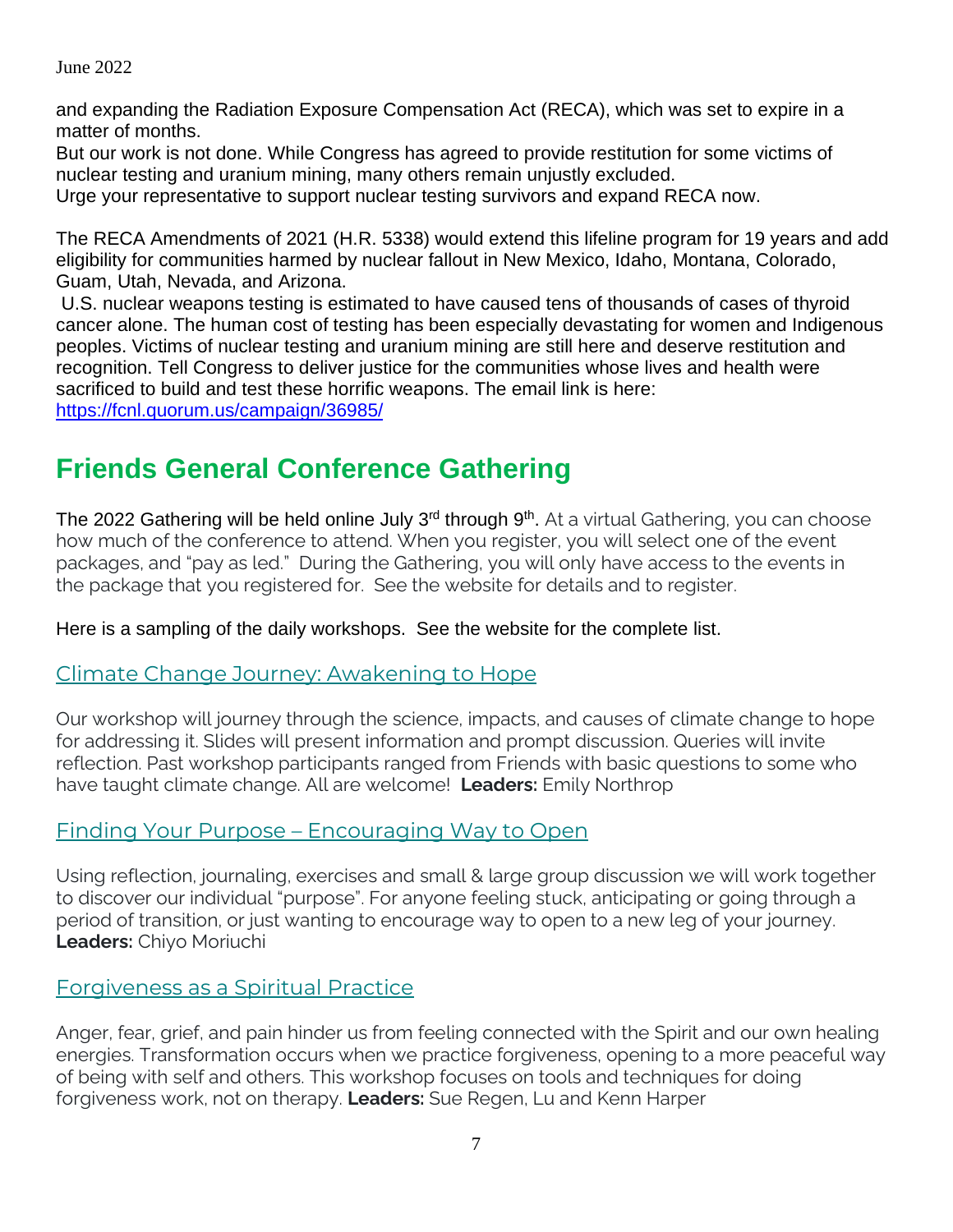and expanding the Radiation Exposure Compensation Act (RECA), which was set to expire in a matter of months.
But our work is not done. While Congress has agreed to provide restitution for some victims of nuclear testing and uranium mining, many others remain unjustly excluded.
Urge your representative to support nuclear testing survivors and expand RECA now.

The RECA Amendments of 2021 (H.R. 5338) would extend this lifeline program for 19 years and add eligibility for communities harmed by nuclear fallout in New Mexico, Idaho, Montana, Colorado, Guam, Utah, Nevada, and Arizona.
U.S. nuclear weapons testing is estimated to have caused tens of thousands of cases of thyroid cancer alone. The human cost of testing has been especially devastating for women and Indigenous peoples. Victims of nuclear testing and uranium mining are still here and deserve restitution and recognition. Tell Congress to deliver justice for the communities whose lives and health were sacrificed to build and test these horrific weapons. The email link is here: https://fcnl.quorum.us/campaign/36985/

# Friends General Conference Gathering

The 2022 Gathering will be held online July 3rd through 9th. At a virtual Gathering, you can choose how much of the conference to attend. When you register, you will select one of the event packages, and "pay as led." During the Gathering, you will only have access to the events in the package that you registered for. See the website for details and to register.

Here is a sampling of the daily workshops. See the website for the complete list.

## Climate Change Journey: Awakening to Hope

Our workshop will journey through the science, impacts, and causes of climate change to hope for addressing it. Slides will present information and prompt discussion. Queries will invite reflection. Past workshop participants ranged from Friends with basic questions to some who have taught climate change. All are welcome! **Leaders:** Emily Northrop

## Finding Your Purpose – Encouraging Way to Open

Using reflection, journaling, exercises and small & large group discussion we will work together to discover our individual "purpose". For anyone feeling stuck, anticipating or going through a period of transition, or just wanting to encourage way to open to a new leg of your journey. **Leaders:** Chiyo Moriuchi

## Forgiveness as a Spiritual Practice

Anger, fear, grief, and pain hinder us from feeling connected with the Spirit and our own healing energies. Transformation occurs when we practice forgiveness, opening to a more peaceful way of being with self and others. This workshop focuses on tools and techniques for doing forgiveness work, not on therapy. **Leaders:** Sue Regen, Lu and Kenn Harper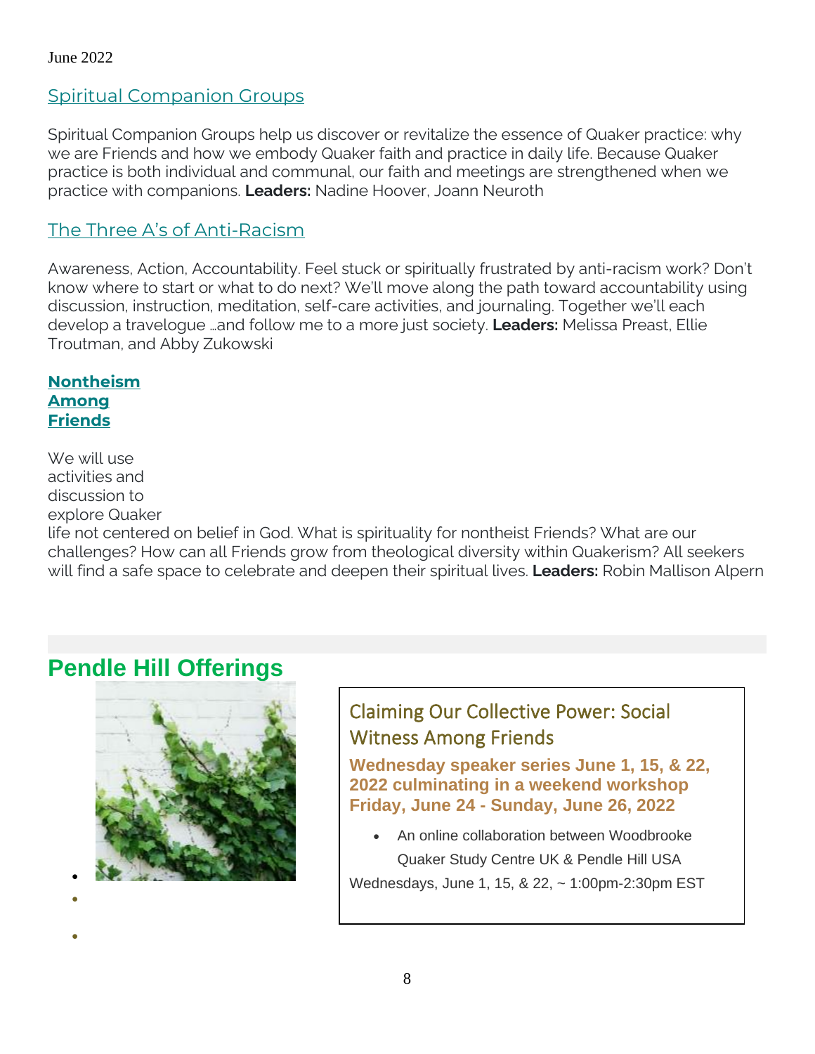June 2022

## Spiritual Companion Groups

Spiritual Companion Groups help us discover or revitalize the essence of Quaker practice: why we are Friends and how we embody Quaker faith and practice in daily life. Because Quaker practice is both individual and communal, our faith and meetings are strengthened when we practice with companions. **Leaders:** Nadine Hoover, Joann Neuroth

## The Three A's of Anti-Racism

Awareness, Action, Accountability. Feel stuck or spiritually frustrated by anti-racism work? Don't know where to start or what to do next? We'll move along the path toward accountability using discussion, instruction, meditation, self-care activities, and journaling. Together we'll each develop a travelogue …and follow me to a more just society. **Leaders:** Melissa Preast, Ellie Troutman, and Abby Zukowski

## Nontheism Among Friends

We will use activities and discussion to explore Quaker life not centered on belief in God. What is spirituality for nontheist Friends? What are our challenges? How can all Friends grow from theological diversity within Quakerism? All seekers will find a safe space to celebrate and deepen their spiritual lives. **Leaders:** Robin Mallison Alpern

# Pendle Hill Offerings

### Claiming Our Collective Power: Social Witness Among Friends

**Wednesday speaker series June 1, 15, & 22, 2022 culminating in a weekend workshop Friday, June 24 - Sunday, June 26, 2022**

- An online collaboration between Woodbrooke Quaker Study Centre UK & Pendle Hill USA

Wednesdays, June 1, 15, & 22, ~ 1:00pm-2:30pm EST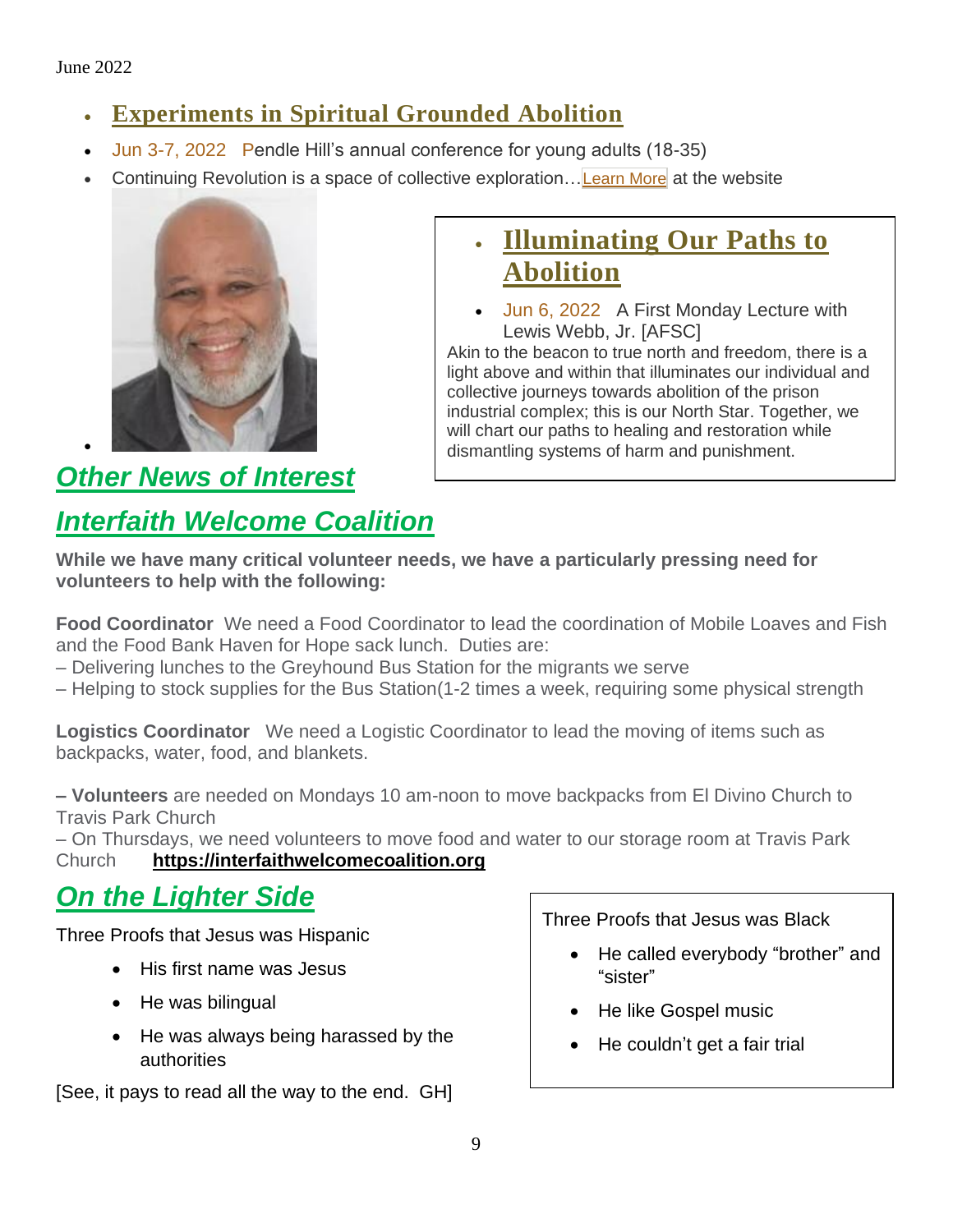June 2022

- **Experiments in Spiritual Grounded Abolition**
- Jun 3-7, 2022   Pendle Hill's annual conference for young adults (18-35)
- Continuing Revolution is a space of collective exploration…Learn More at the website

- **Illuminating Our Paths to Abolition**
- Jun 6, 2022   A First Monday Lecture with Lewis Webb, Jr. [AFSC]

Akin to the beacon to true north and freedom, there is a light above and within that illuminates our individual and collective journeys towards abolition of the prison industrial complex; this is our North Star. Together, we will chart our paths to healing and restoration while dismantling systems of harm and punishment.

## *Other News of Interest*

## *Interfaith Welcome Coalition*

**While we have many critical volunteer needs, we have a particularly pressing need for volunteers to help with the following:**

**Food Coordinator**  We need a Food Coordinator to lead the coordination of Mobile Loaves and Fish and the Food Bank Haven for Hope sack lunch.  Duties are:
– Delivering lunches to the Greyhound Bus Station for the migrants we serve
– Helping to stock supplies for the Bus Station(1-2 times a week, requiring some physical strength

**Logistics Coordinator**   We need a Logistic Coordinator to lead the moving of items such as backpacks, water, food, and blankets.

**– Volunteers** are needed on Mondays 10 am-noon to move backpacks from El Divino Church to Travis Park Church
– On Thursdays, we need volunteers to move food and water to our storage room at Travis Park Church      **https://interfaithwelcomecoalition.org**

## *On the Lighter Side*

Three Proofs that Jesus was Hispanic

- His first name was Jesus
- He was bilingual
- He was always being harassed by the authorities

[See, it pays to read all the way to the end.  GH]

Three Proofs that Jesus was Black

- He called everybody "brother" and "sister"
- He like Gospel music
- He couldn't get a fair trial